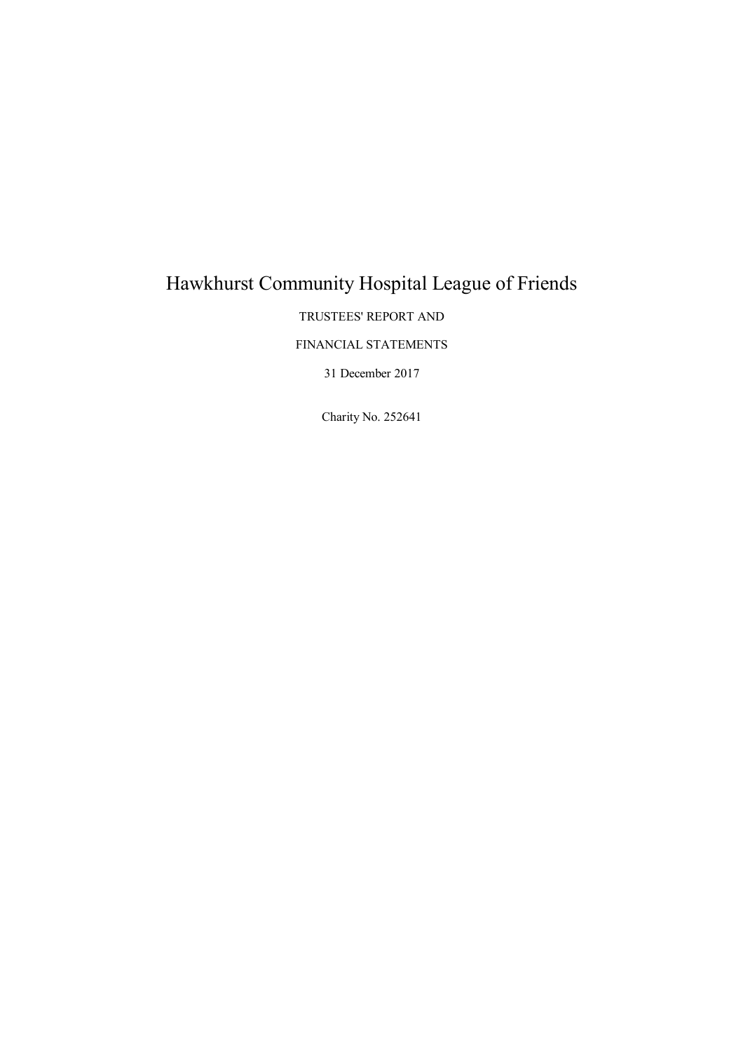# Hawkhurst Community Hospital League of Friends

TRUSTEES' REPORT AND

FINANCIAL STATEMENTS

31 December 2017

Charity No. 252641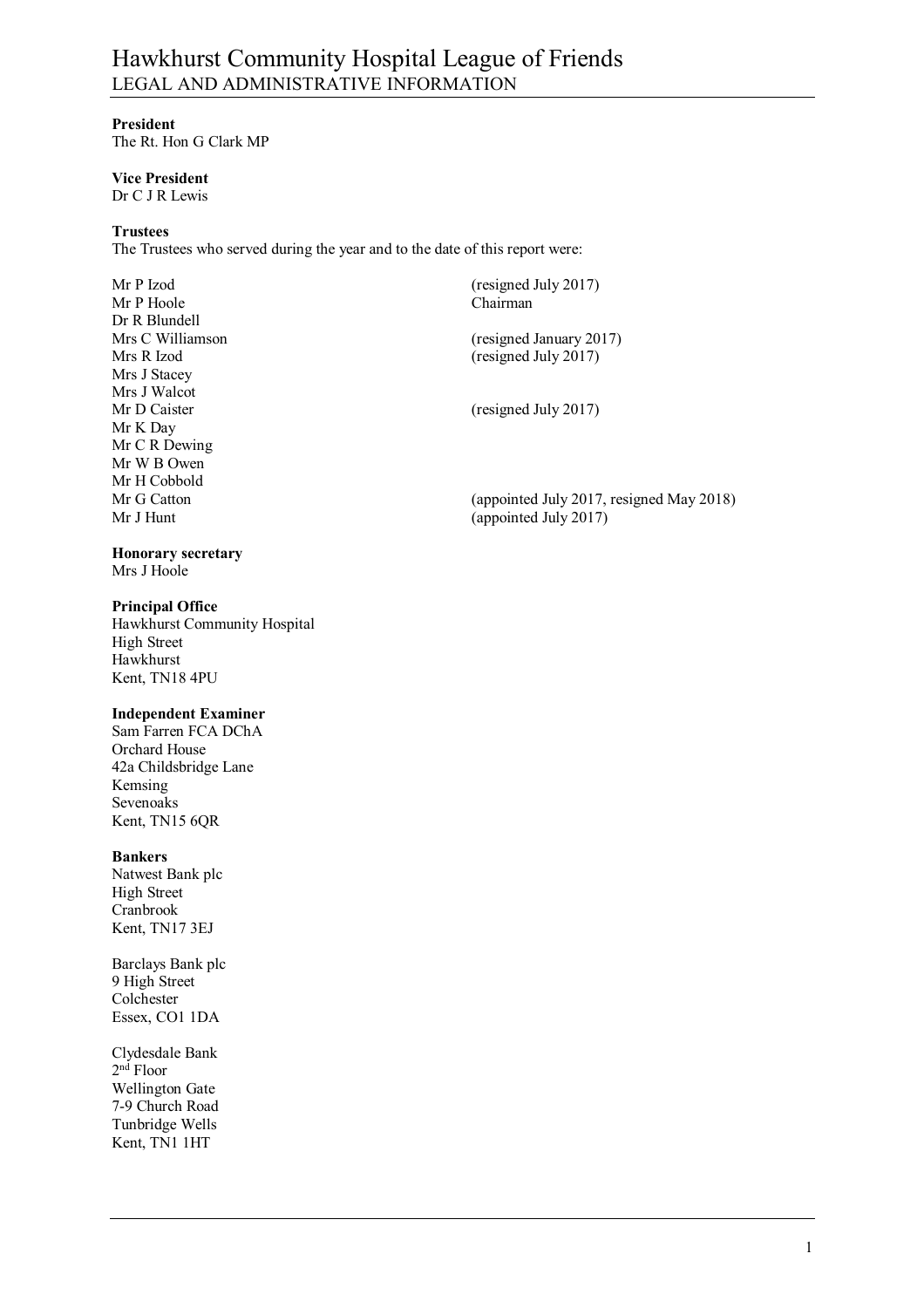# Hawkhurst Community Hospital League of Friends

## LEGAL AND ADMINISTRATIVE INFORMATION

**President**
The Rt. Hon G Clark MP

**Vice President**
Dr C J R Lewis

**Trustees**
The Trustees who served during the year and to the date of this report were:

| | |
|---|---|
| Mr P Izod | (resigned July 2017) |
| Mr P Hoole | Chairman |
| Dr R Blundell | |
| Mrs C Williamson | (resigned January 2017) |
| Mrs R Izod | (resigned July 2017) |
| Mrs J Stacey | |
| Mrs J Walcot | |
| Mr D Caister | (resigned July 2017) |
| Mr K Day | |
| Mr C R Dewing | |
| Mr W B Owen | |
| Mr H Cobbold | |
| Mr G Catton | (appointed July 2017, resigned May 2018) |
| Mr J Hunt | (appointed July 2017) |

**Honorary secretary**
Mrs J Hoole

**Principal Office**
Hawkhurst Community Hospital
High Street
Hawkhurst
Kent, TN18 4PU

**Independent Examiner**
Sam Farren FCA DChA
Orchard House
42a Childsbridge Lane
Kemsing
Sevenoaks
Kent, TN15 6QR

**Bankers**
Natwest Bank plc
High Street
Cranbrook
Kent, TN17 3EJ

Barclays Bank plc
9 High Street
Colchester
Essex, CO1 1DA

Clydesdale Bank
2nd Floor
Wellington Gate
7-9 Church Road
Tunbridge Wells
Kent, TN1 1HT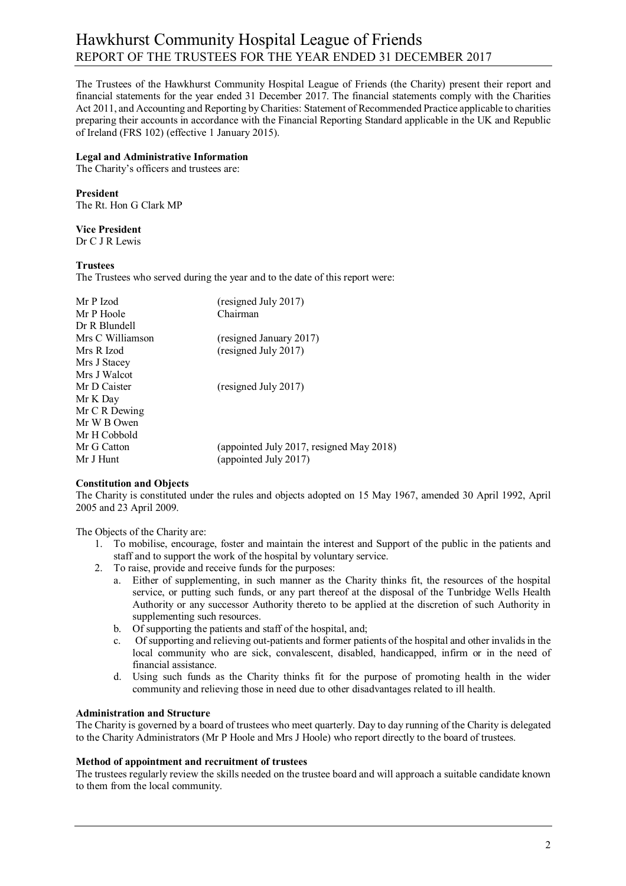# Hawkhurst Community Hospital League of Friends
## REPORT OF THE TRUSTEES FOR THE YEAR ENDED 31 DECEMBER 2017

The Trustees of the Hawkhurst Community Hospital League of Friends (the Charity) present their report and financial statements for the year ended 31 December 2017. The financial statements comply with the Charities Act 2011, and Accounting and Reporting by Charities: Statement of Recommended Practice applicable to charities preparing their accounts in accordance with the Financial Reporting Standard applicable in the UK and Republic of Ireland (FRS 102) (effective 1 January 2015).

**Legal and Administrative Information**
The Charity's officers and trustees are:

**President**
The Rt. Hon G Clark MP

**Vice President**
Dr C J R Lewis

**Trustees**
The Trustees who served during the year and to the date of this report were:

| | |
|---|---|
| Mr P Izod | (resigned July 2017) |
| Mr P Hoole | Chairman |
| Dr R Blundell | |
| Mrs C Williamson | (resigned January 2017) |
| Mrs R Izod | (resigned July 2017) |
| Mrs J Stacey | |
| Mrs J Walcot | |
| Mr D Caister | (resigned July 2017) |
| Mr K Day | |
| Mr C R Dewing | |
| Mr W B Owen | |
| Mr H Cobbold | |
| Mr G Catton | (appointed July 2017, resigned May 2018) |
| Mr J Hunt | (appointed July 2017) |

**Constitution and Objects**
The Charity is constituted under the rules and objects adopted on 15 May 1967, amended 30 April 1992, April 2005 and 23 April 2009.

The Objects of the Charity are:

1. To mobilise, encourage, foster and maintain the interest and Support of the public in the patients and staff and to support the work of the hospital by voluntary service.
2. To raise, provide and receive funds for the purposes:
   a. Either of supplementing, in such manner as the Charity thinks fit, the resources of the hospital service, or putting such funds, or any part thereof at the disposal of the Tunbridge Wells Health Authority or any successor Authority thereto to be applied at the discretion of such Authority in supplementing such resources.
   b. Of supporting the patients and staff of the hospital, and;
   c. Of supporting and relieving out-patients and former patients of the hospital and other invalids in the local community who are sick, convalescent, disabled, handicapped, infirm or in the need of financial assistance.
   d. Using such funds as the Charity thinks fit for the purpose of promoting health in the wider community and relieving those in need due to other disadvantages related to ill health.

**Administration and Structure**
The Charity is governed by a board of trustees who meet quarterly. Day to day running of the Charity is delegated to the Charity Administrators (Mr P Hoole and Mrs J Hoole) who report directly to the board of trustees.

**Method of appointment and recruitment of trustees**
The trustees regularly review the skills needed on the trustee board and will approach a suitable candidate known to them from the local community.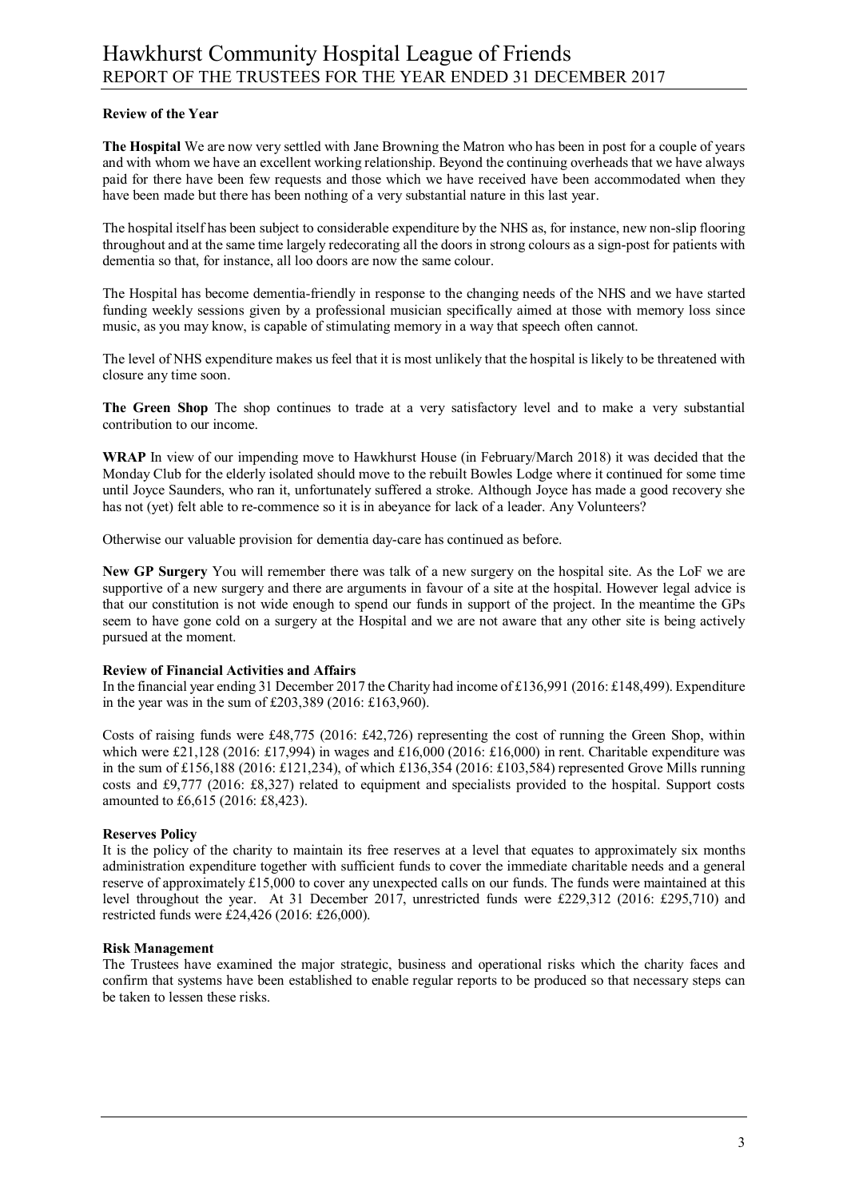## Review of the Year

**The Hospital** We are now very settled with Jane Browning the Matron who has been in post for a couple of years and with whom we have an excellent working relationship. Beyond the continuing overheads that we have always paid for there have been few requests and those which we have received have been accommodated when they have been made but there has been nothing of a very substantial nature in this last year.

The hospital itself has been subject to considerable expenditure by the NHS as, for instance, new non-slip flooring throughout and at the same time largely redecorating all the doors in strong colours as a sign-post for patients with dementia so that, for instance, all loo doors are now the same colour.

The Hospital has become dementia-friendly in response to the changing needs of the NHS and we have started funding weekly sessions given by a professional musician specifically aimed at those with memory loss since music, as you may know, is capable of stimulating memory in a way that speech often cannot.

The level of NHS expenditure makes us feel that it is most unlikely that the hospital is likely to be threatened with closure any time soon.

**The Green Shop** The shop continues to trade at a very satisfactory level and to make a very substantial contribution to our income.

**WRAP** In view of our impending move to Hawkhurst House (in February/March 2018) it was decided that the Monday Club for the elderly isolated should move to the rebuilt Bowles Lodge where it continued for some time until Joyce Saunders, who ran it, unfortunately suffered a stroke. Although Joyce has made a good recovery she has not (yet) felt able to re-commence so it is in abeyance for lack of a leader. Any Volunteers?

Otherwise our valuable provision for dementia day-care has continued as before.

**New GP Surgery** You will remember there was talk of a new surgery on the hospital site. As the LoF we are supportive of a new surgery and there are arguments in favour of a site at the hospital. However legal advice is that our constitution is not wide enough to spend our funds in support of the project. In the meantime the GPs seem to have gone cold on a surgery at the Hospital and we are not aware that any other site is being actively pursued at the moment.

## Review of Financial Activities and Affairs

In the financial year ending 31 December 2017 the Charity had income of £136,991 (2016: £148,499). Expenditure in the year was in the sum of £203,389 (2016: £163,960).

Costs of raising funds were £48,775 (2016: £42,726) representing the cost of running the Green Shop, within which were £21,128 (2016: £17,994) in wages and £16,000 (2016: £16,000) in rent. Charitable expenditure was in the sum of £156,188 (2016: £121,234), of which £136,354 (2016: £103,584) represented Grove Mills running costs and £9,777 (2016: £8,327) related to equipment and specialists provided to the hospital. Support costs amounted to £6,615 (2016: £8,423).

## Reserves Policy

It is the policy of the charity to maintain its free reserves at a level that equates to approximately six months administration expenditure together with sufficient funds to cover the immediate charitable needs and a general reserve of approximately £15,000 to cover any unexpected calls on our funds. The funds were maintained at this level throughout the year. At 31 December 2017, unrestricted funds were £229,312 (2016: £295,710) and restricted funds were £24,426 (2016: £26,000).

## Risk Management

The Trustees have examined the major strategic, business and operational risks which the charity faces and confirm that systems have been established to enable regular reports to be produced so that necessary steps can be taken to lessen these risks.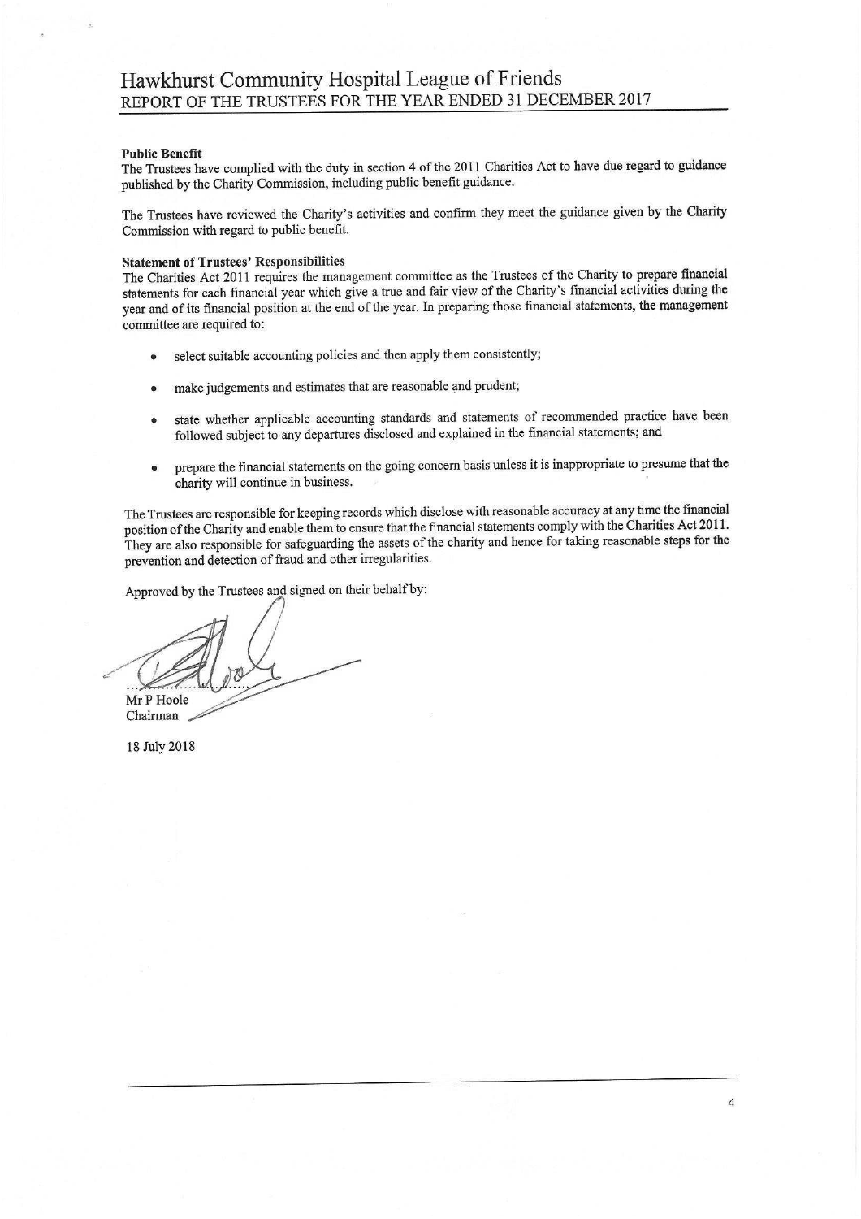**Public Benefit**

The Trustees have complied with the duty in section 4 of the 2011 Charities Act to have due regard to guidance published by the Charity Commission, including public benefit guidance.

The Trustees have reviewed the Charity's activities and confirm they meet the guidance given by the Charity Commission with regard to public benefit.

**Statement of Trustees' Responsibilities**

The Charities Act 2011 requires the management committee as the Trustees of the Charity to prepare financial statements for each financial year which give a true and fair view of the Charity's financial activities during the year and of its financial position at the end of the year. In preparing those financial statements, the management committee are required to:

- select suitable accounting policies and then apply them consistently;
- make judgements and estimates that are reasonable and prudent;
- state whether applicable accounting standards and statements of recommended practice have been followed subject to any departures disclosed and explained in the financial statements; and
- prepare the financial statements on the going concern basis unless it is inappropriate to presume that the charity will continue in business.

The Trustees are responsible for keeping records which disclose with reasonable accuracy at any time the financial position of the Charity and enable them to ensure that the financial statements comply with the Charities Act 2011. They are also responsible for safeguarding the assets of the charity and hence for taking reasonable steps for the prevention and detection of fraud and other irregularities.

Approved by the Trustees and signed on their behalf by:

Mr P Hoole
Chairman

18 July 2018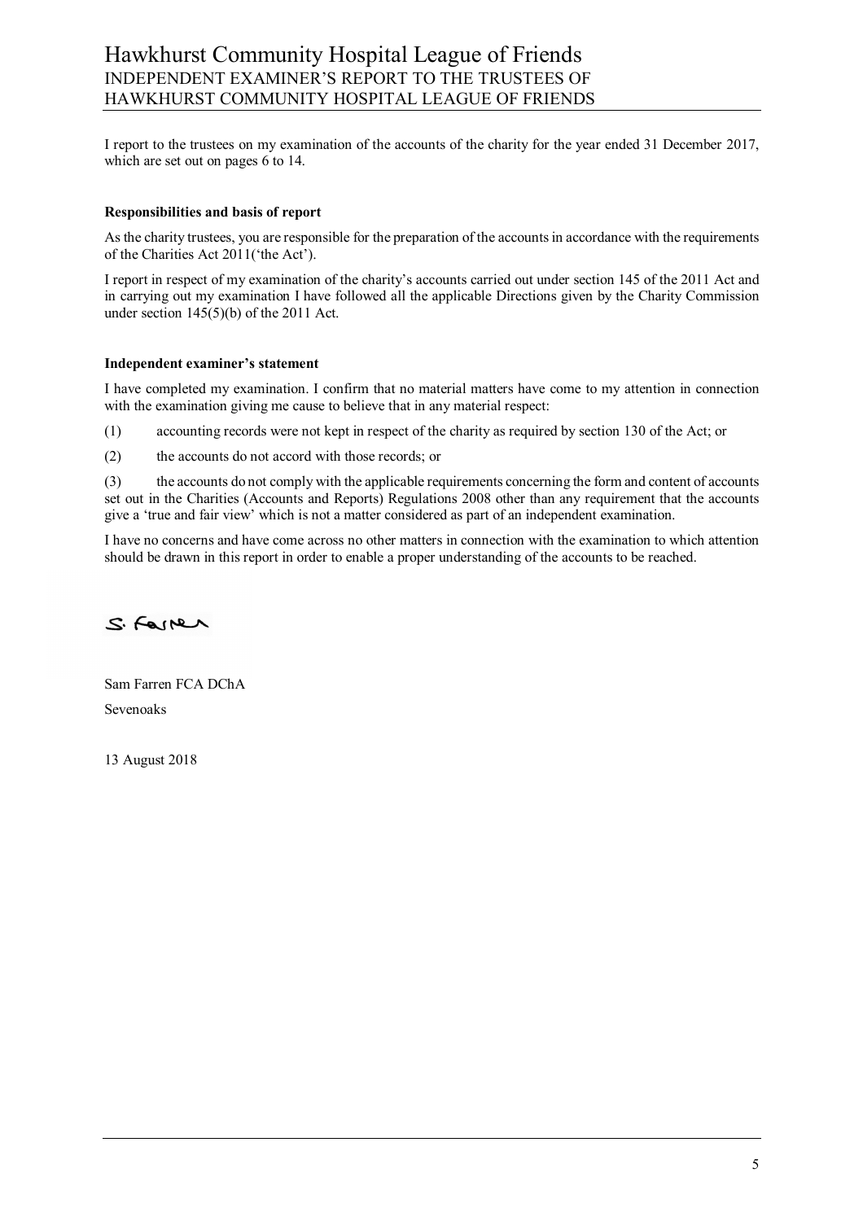# Hawkhurst Community Hospital League of Friends

## INDEPENDENT EXAMINER'S REPORT TO THE TRUSTEES OF HAWKHURST COMMUNITY HOSPITAL LEAGUE OF FRIENDS

I report to the trustees on my examination of the accounts of the charity for the year ended 31 December 2017, which are set out on pages 6 to 14.

**Responsibilities and basis of report**

As the charity trustees, you are responsible for the preparation of the accounts in accordance with the requirements of the Charities Act 2011('the Act').

I report in respect of my examination of the charity's accounts carried out under section 145 of the 2011 Act and in carrying out my examination I have followed all the applicable Directions given by the Charity Commission under section 145(5)(b) of the 2011 Act.

**Independent examiner's statement**

I have completed my examination. I confirm that no material matters have come to my attention in connection with the examination giving me cause to believe that in any material respect:

(1) accounting records were not kept in respect of the charity as required by section 130 of the Act; or

(2) the accounts do not accord with those records; or

(3) the accounts do not comply with the applicable requirements concerning the form and content of accounts set out in the Charities (Accounts and Reports) Regulations 2008 other than any requirement that the accounts give a 'true and fair view' which is not a matter considered as part of an independent examination.

I have no concerns and have come across no other matters in connection with the examination to which attention should be drawn in this report in order to enable a proper understanding of the accounts to be reached.

S. Farren

Sam Farren FCA DChA

Sevenoaks

13 August 2018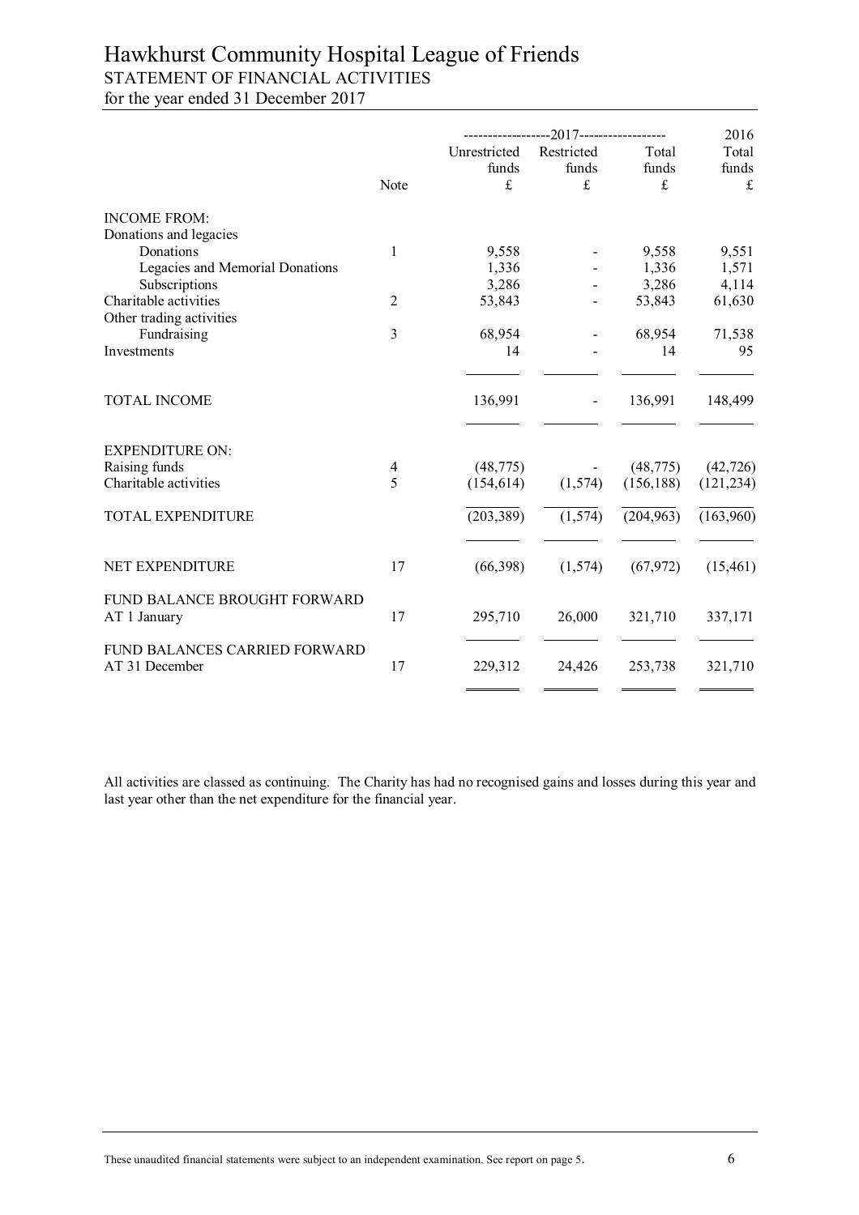# Hawkhurst Community Hospital League of Friends

## STATEMENT OF FINANCIAL ACTIVITIES

for the year ended 31 December 2017

| | Note | 2017 Unrestricted funds £ | 2017 Restricted funds £ | 2017 Total funds £ | 2016 Total funds £ |
|---|---|---|---|---|---|
| **INCOME FROM:** | | | | | |
| Donations and legacies | | | | | |
| Donations | 1 | 9,558 | - | 9,558 | 9,551 |
| Legacies and Memorial Donations | | 1,336 | - | 1,336 | 1,571 |
| Subscriptions | | 3,286 | - | 3,286 | 4,114 |
| Charitable activities | 2 | 53,843 | - | 53,843 | 61,630 |
| Other trading activities | | | | | |
| Fundraising | 3 | 68,954 | - | 68,954 | 71,538 |
| Investments | | 14 | - | 14 | 95 |
| TOTAL INCOME | | 136,991 | - | 136,991 | 148,499 |
| **EXPENDITURE ON:** | | | | | |
| Raising funds | 4 | (48,775) | - | (48,775) | (42,726) |
| Charitable activities | 5 | (154,614) | (1,574) | (156,188) | (121,234) |
| TOTAL EXPENDITURE | | (203,389) | (1,574) | (204,963) | (163,960) |
| NET EXPENDITURE | 17 | (66,398) | (1,574) | (67,972) | (15,461) |
| FUND BALANCE BROUGHT FORWARD AT 1 January | 17 | 295,710 | 26,000 | 321,710 | 337,171 |
| FUND BALANCES CARRIED FORWARD AT 31 December | 17 | 229,312 | 24,426 | 253,738 | 321,710 |

All activities are classed as continuing. The Charity has had no recognised gains and losses during this year and last year other than the net expenditure for the financial year.

These unaudited financial statements were subject to an independent examination. See report on page 5.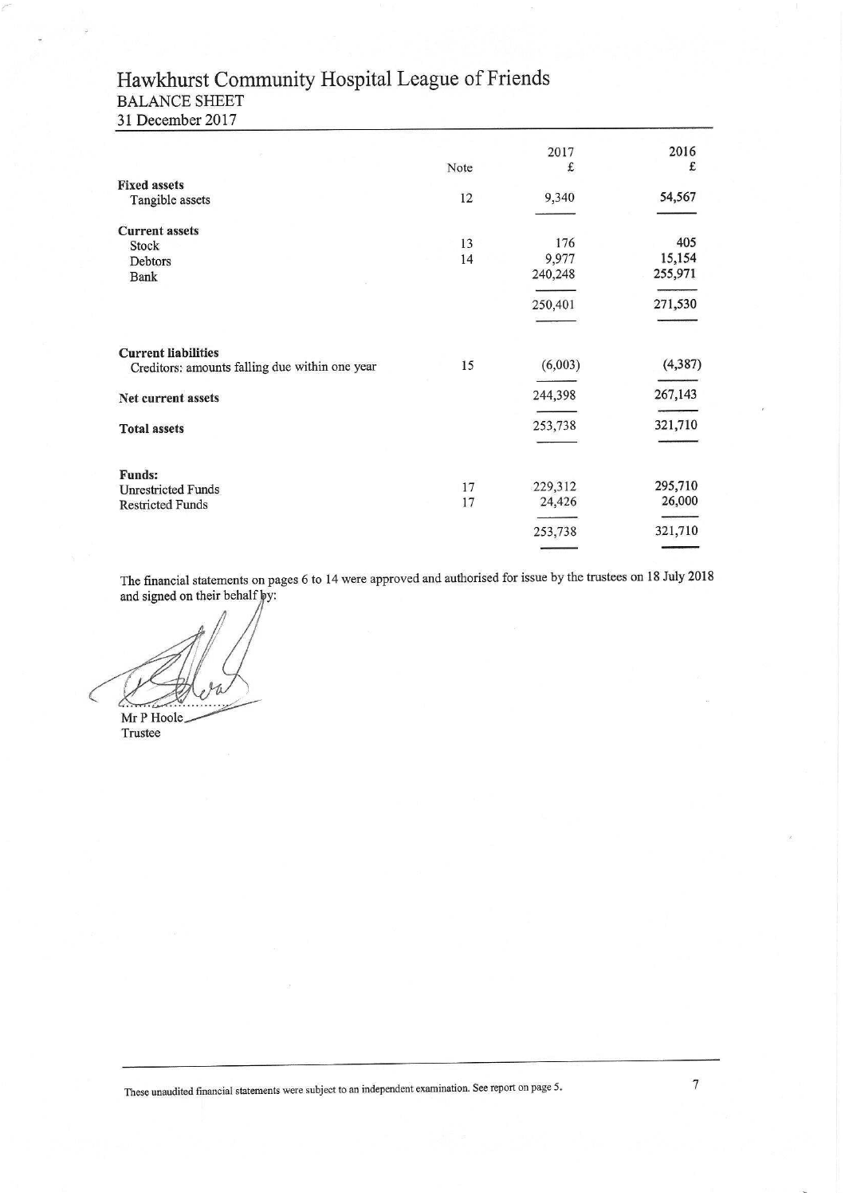# Hawkhurst Community Hospital League of Friends

## BALANCE SHEET

31 December 2017

| | Note | 2017 £ | 2016 £ |
|---|---|---|---|
| **Fixed assets** | | | |
| Tangible assets | 12 | 9,340 | 54,567 |
| **Current assets** | | | |
| Stock | 13 | 176 | 405 |
| Debtors | 14 | 9,977 | 15,154 |
| Bank | | 240,248 | 255,971 |
| | | 250,401 | 271,530 |
| **Current liabilities** | | | |
| Creditors: amounts falling due within one year | 15 | (6,003) | (4,387) |
| **Net current assets** | | 244,398 | 267,143 |
| **Total assets** | | 253,738 | 321,710 |
| **Funds:** | | | |
| Unrestricted Funds | 17 | 229,312 | 295,710 |
| Restricted Funds | 17 | 24,426 | 26,000 |
| | | 253,738 | 321,710 |

The financial statements on pages 6 to 14 were approved and authorised for issue by the trustees on 18 July 2018 and signed on their behalf by:

Mr P Hoole
Trustee

These unaudited financial statements were subject to an independent examination. See report on page 5.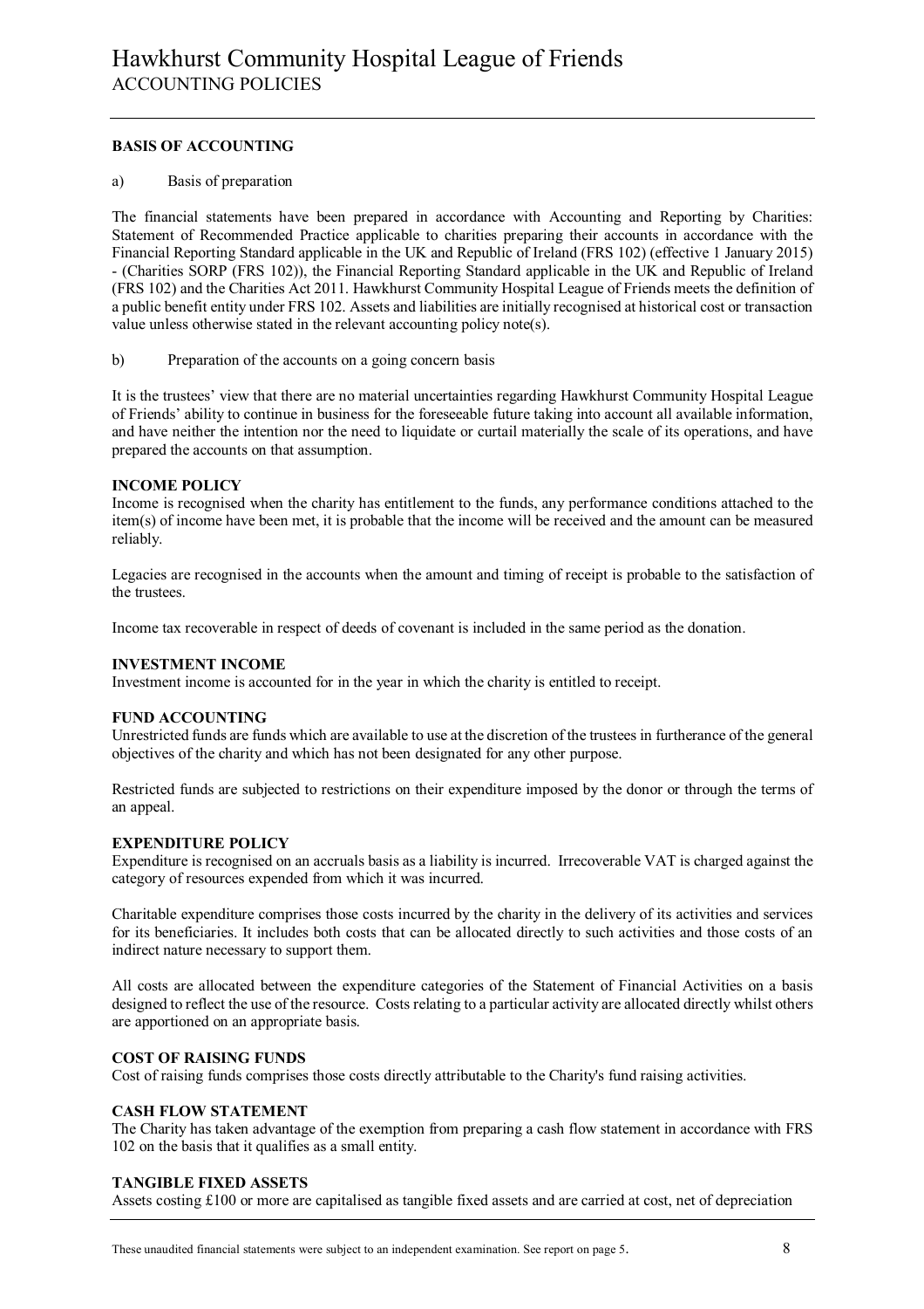# Hawkhurst Community Hospital League of Friends

## ACCOUNTING POLICIES

### BASIS OF ACCOUNTING

a) Basis of preparation

The financial statements have been prepared in accordance with Accounting and Reporting by Charities: Statement of Recommended Practice applicable to charities preparing their accounts in accordance with the Financial Reporting Standard applicable in the UK and Republic of Ireland (FRS 102) (effective 1 January 2015) - (Charities SORP (FRS 102)), the Financial Reporting Standard applicable in the UK and Republic of Ireland (FRS 102) and the Charities Act 2011. Hawkhurst Community Hospital League of Friends meets the definition of a public benefit entity under FRS 102. Assets and liabilities are initially recognised at historical cost or transaction value unless otherwise stated in the relevant accounting policy note(s).

b) Preparation of the accounts on a going concern basis

It is the trustees' view that there are no material uncertainties regarding Hawkhurst Community Hospital League of Friends' ability to continue in business for the foreseeable future taking into account all available information, and have neither the intention nor the need to liquidate or curtail materially the scale of its operations, and have prepared the accounts on that assumption.

### INCOME POLICY

Income is recognised when the charity has entitlement to the funds, any performance conditions attached to the item(s) of income have been met, it is probable that the income will be received and the amount can be measured reliably.

Legacies are recognised in the accounts when the amount and timing of receipt is probable to the satisfaction of the trustees.

Income tax recoverable in respect of deeds of covenant is included in the same period as the donation.

### INVESTMENT INCOME

Investment income is accounted for in the year in which the charity is entitled to receipt.

### FUND ACCOUNTING

Unrestricted funds are funds which are available to use at the discretion of the trustees in furtherance of the general objectives of the charity and which has not been designated for any other purpose.

Restricted funds are subjected to restrictions on their expenditure imposed by the donor or through the terms of an appeal.

### EXPENDITURE POLICY

Expenditure is recognised on an accruals basis as a liability is incurred. Irrecoverable VAT is charged against the category of resources expended from which it was incurred.

Charitable expenditure comprises those costs incurred by the charity in the delivery of its activities and services for its beneficiaries. It includes both costs that can be allocated directly to such activities and those costs of an indirect nature necessary to support them.

All costs are allocated between the expenditure categories of the Statement of Financial Activities on a basis designed to reflect the use of the resource. Costs relating to a particular activity are allocated directly whilst others are apportioned on an appropriate basis.

### COST OF RAISING FUNDS

Cost of raising funds comprises those costs directly attributable to the Charity's fund raising activities.

### CASH FLOW STATEMENT

The Charity has taken advantage of the exemption from preparing a cash flow statement in accordance with FRS 102 on the basis that it qualifies as a small entity.

### TANGIBLE FIXED ASSETS

Assets costing £100 or more are capitalised as tangible fixed assets and are carried at cost, net of depreciation

These unaudited financial statements were subject to an independent examination. See report on page 5.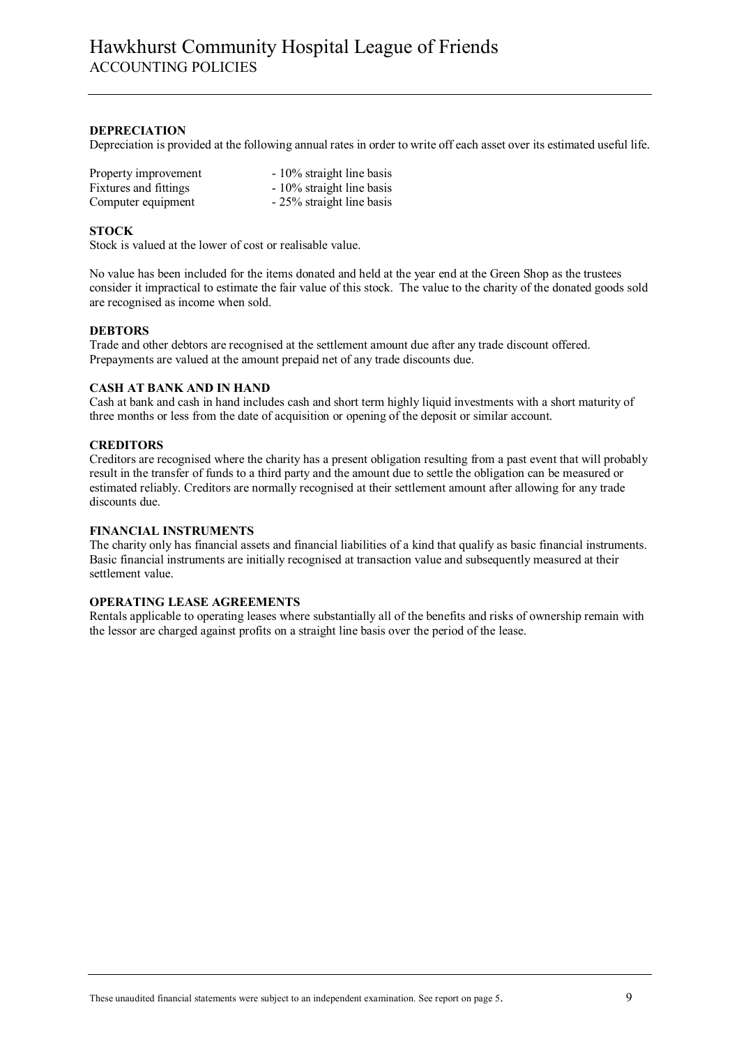# Hawkhurst Community Hospital League of Friends

## ACCOUNTING POLICIES

### DEPRECIATION

Depreciation is provided at the following annual rates in order to write off each asset over its estimated useful life.

| | |
|---|---|
| Property improvement | - 10% straight line basis |
| Fixtures and fittings | - 10% straight line basis |
| Computer equipment | - 25% straight line basis |

### STOCK

Stock is valued at the lower of cost or realisable value.

No value has been included for the items donated and held at the year end at the Green Shop as the trustees consider it impractical to estimate the fair value of this stock. The value to the charity of the donated goods sold are recognised as income when sold.

### DEBTORS

Trade and other debtors are recognised at the settlement amount due after any trade discount offered. Prepayments are valued at the amount prepaid net of any trade discounts due.

### CASH AT BANK AND IN HAND

Cash at bank and cash in hand includes cash and short term highly liquid investments with a short maturity of three months or less from the date of acquisition or opening of the deposit or similar account.

### CREDITORS

Creditors are recognised where the charity has a present obligation resulting from a past event that will probably result in the transfer of funds to a third party and the amount due to settle the obligation can be measured or estimated reliably. Creditors are normally recognised at their settlement amount after allowing for any trade discounts due.

### FINANCIAL INSTRUMENTS

The charity only has financial assets and financial liabilities of a kind that qualify as basic financial instruments. Basic financial instruments are initially recognised at transaction value and subsequently measured at their settlement value.

### OPERATING LEASE AGREEMENTS

Rentals applicable to operating leases where substantially all of the benefits and risks of ownership remain with the lessor are charged against profits on a straight line basis over the period of the lease.

These unaudited financial statements were subject to an independent examination. See report on page 5.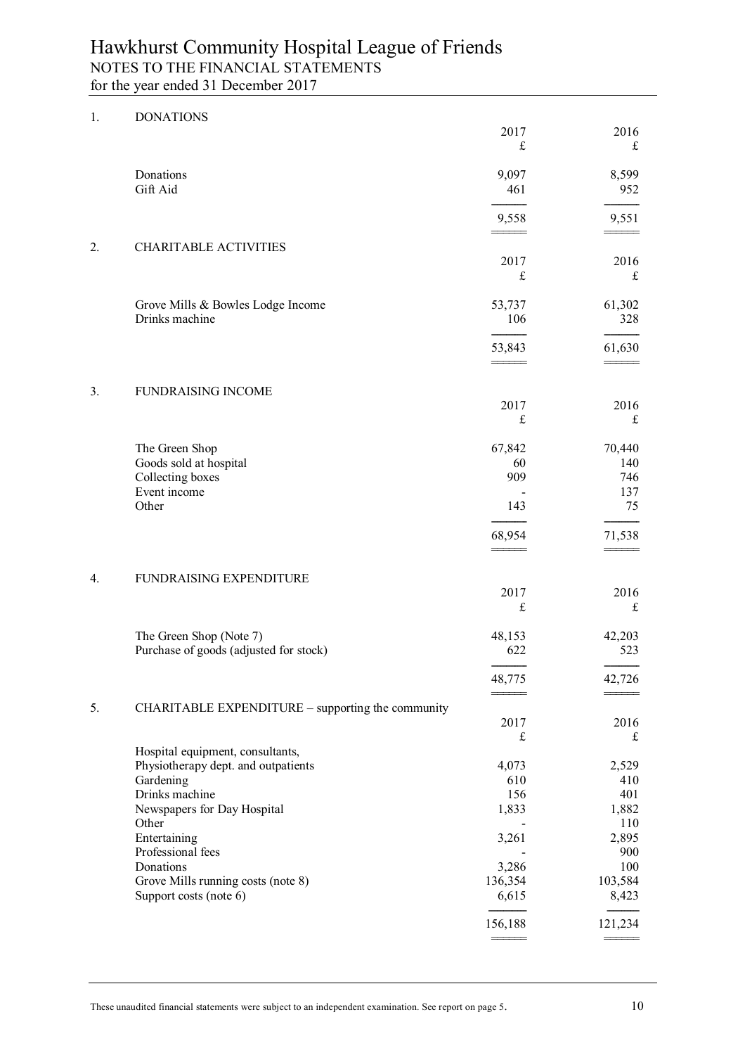# Hawkhurst Community Hospital League of Friends

## NOTES TO THE FINANCIAL STATEMENTS

for the year ended 31 December 2017

### 1. DONATIONS

| | 2017 £ | 2016 £ |
|---|---|---|
| Donations | 9,097 | 8,599 |
| Gift Aid | 461 | 952 |
| | 9,558 | 9,551 |

### 2. CHARITABLE ACTIVITIES

| | 2017 £ | 2016 £ |
|---|---|---|
| Grove Mills & Bowles Lodge Income | 53,737 | 61,302 |
| Drinks machine | 106 | 328 |
| | 53,843 | 61,630 |

### 3. FUNDRAISING INCOME

| | 2017 £ | 2016 £ |
|---|---|---|
| The Green Shop | 67,842 | 70,440 |
| Goods sold at hospital | 60 | 140 |
| Collecting boxes | 909 | 746 |
| Event income | - | 137 |
| Other | 143 | 75 |
| | 68,954 | 71,538 |

### 4. FUNDRAISING EXPENDITURE

| | 2017 £ | 2016 £ |
|---|---|---|
| The Green Shop (Note 7) | 48,153 | 42,203 |
| Purchase of goods (adjusted for stock) | 622 | 523 |
| | 48,775 | 42,726 |

### 5. CHARITABLE EXPENDITURE – supporting the community

| | 2017 £ | 2016 £ |
|---|---|---|
| Hospital equipment, consultants, Physiotherapy dept. and outpatients | 4,073 | 2,529 |
| Gardening | 610 | 410 |
| Drinks machine | 156 | 401 |
| Newspapers for Day Hospital | 1,833 | 1,882 |
| Other | - | 110 |
| Entertaining | 3,261 | 2,895 |
| Professional fees | - | 900 |
| Donations | 3,286 | 100 |
| Grove Mills running costs (note 8) | 136,354 | 103,584 |
| Support costs (note 6) | 6,615 | 8,423 |
| | 156,188 | 121,234 |

These unaudited financial statements were subject to an independent examination. See report on page 5.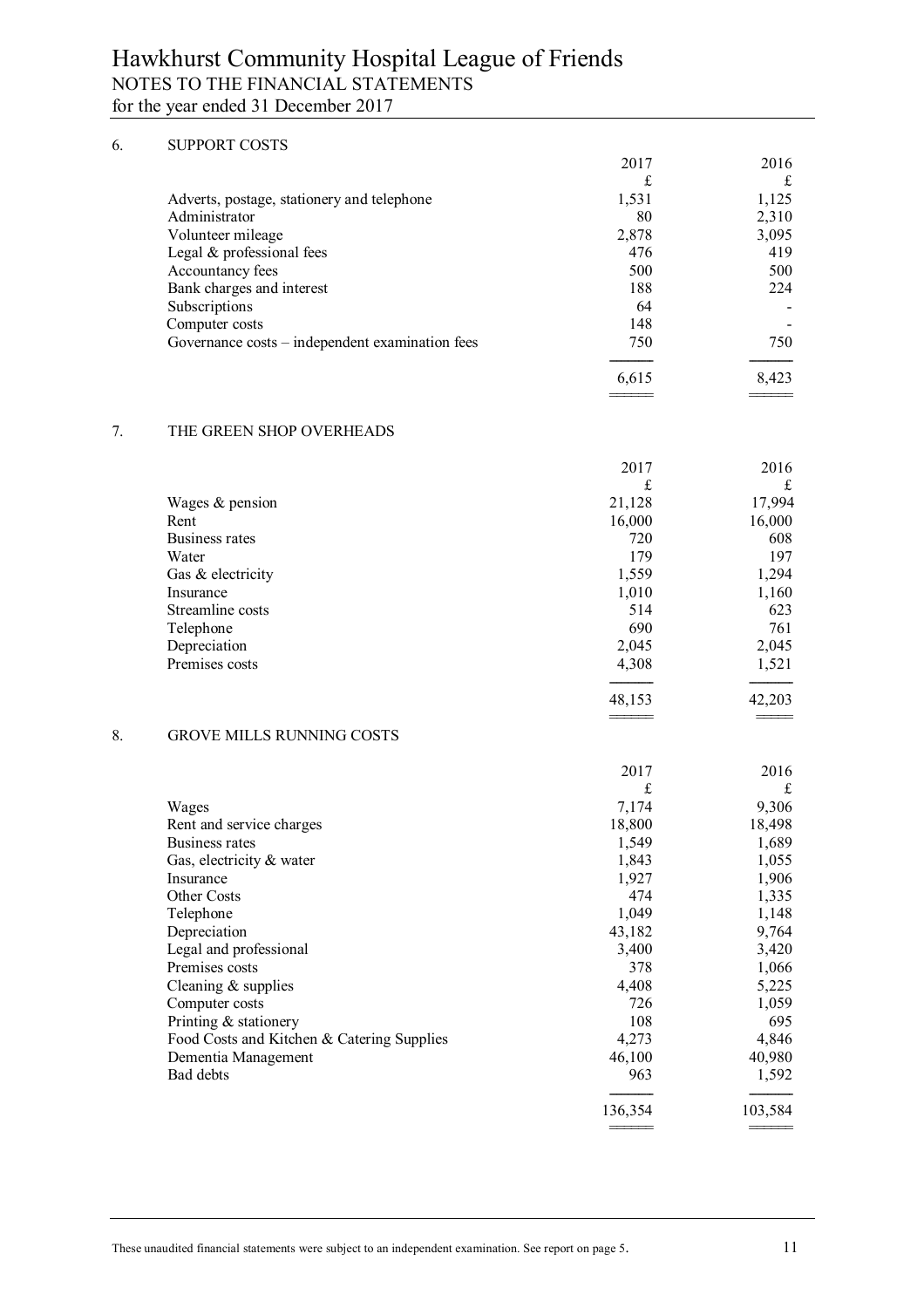# Hawkhurst Community Hospital League of Friends

## NOTES TO THE FINANCIAL STATEMENTS

for the year ended 31 December 2017

### 6. SUPPORT COSTS

| | 2017 | 2016 |
|---|---|---|
| | £ | £ |
| Adverts, postage, stationery and telephone | 1,531 | 1,125 |
| Administrator | 80 | 2,310 |
| Volunteer mileage | 2,878 | 3,095 |
| Legal & professional fees | 476 | 419 |
| Accountancy fees | 500 | 500 |
| Bank charges and interest | 188 | 224 |
| Subscriptions | 64 | - |
| Computer costs | 148 | - |
| Governance costs – independent examination fees | 750 | 750 |
| | 6,615 | 8,423 |

### 7. THE GREEN SHOP OVERHEADS

| | 2017 | 2016 |
|---|---|---|
| | £ | £ |
| Wages & pension | 21,128 | 17,994 |
| Rent | 16,000 | 16,000 |
| Business rates | 720 | 608 |
| Water | 179 | 197 |
| Gas & electricity | 1,559 | 1,294 |
| Insurance | 1,010 | 1,160 |
| Streamline costs | 514 | 623 |
| Telephone | 690 | 761 |
| Depreciation | 2,045 | 2,045 |
| Premises costs | 4,308 | 1,521 |
| | 48,153 | 42,203 |

### 8. GROVE MILLS RUNNING COSTS

| | 2017 | 2016 |
|---|---|---|
| | £ | £ |
| Wages | 7,174 | 9,306 |
| Rent and service charges | 18,800 | 18,498 |
| Business rates | 1,549 | 1,689 |
| Gas, electricity & water | 1,843 | 1,055 |
| Insurance | 1,927 | 1,906 |
| Other Costs | 474 | 1,335 |
| Telephone | 1,049 | 1,148 |
| Depreciation | 43,182 | 9,764 |
| Legal and professional | 3,400 | 3,420 |
| Premises costs | 378 | 1,066 |
| Cleaning & supplies | 4,408 | 5,225 |
| Computer costs | 726 | 1,059 |
| Printing & stationery | 108 | 695 |
| Food Costs and Kitchen & Catering Supplies | 4,273 | 4,846 |
| Dementia Management | 46,100 | 40,980 |
| Bad debts | 963 | 1,592 |
| | 136,354 | 103,584 |

These unaudited financial statements were subject to an independent examination. See report on page 5.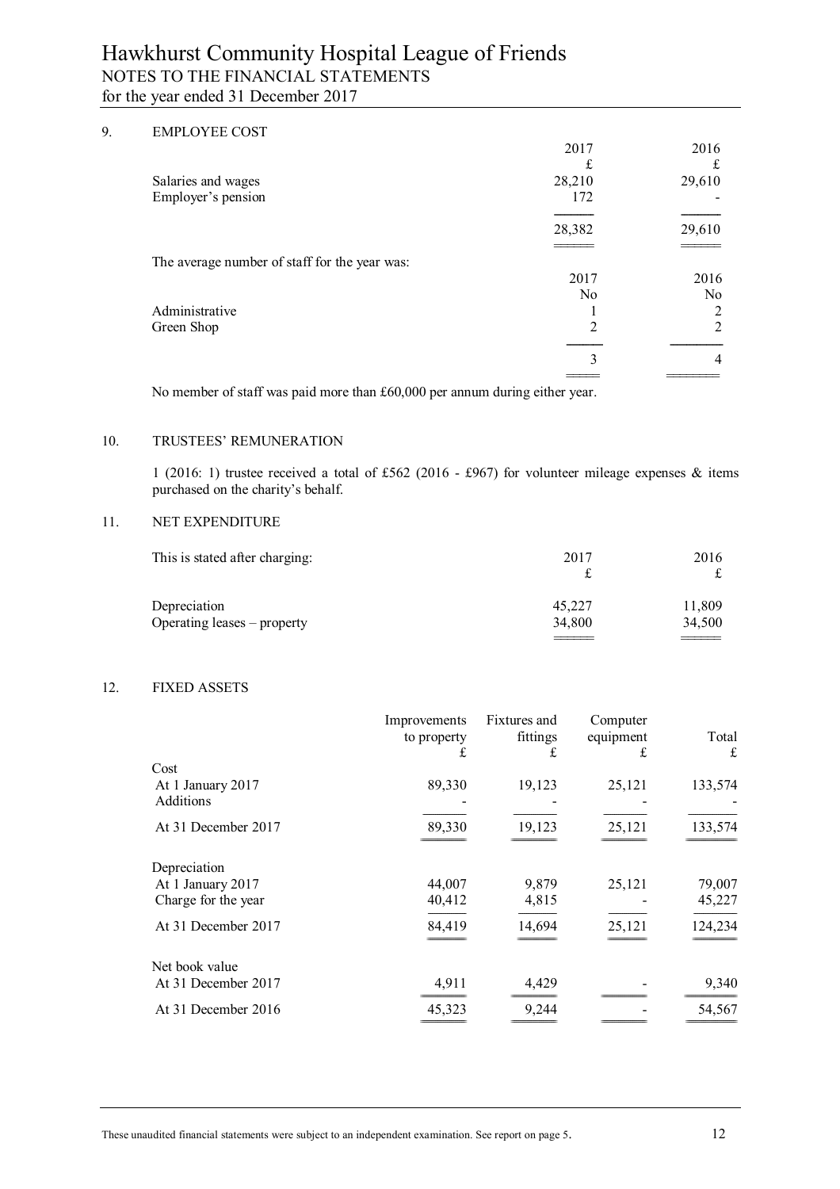# Hawkhurst Community Hospital League of Friends

## NOTES TO THE FINANCIAL STATEMENTS

for the year ended 31 December 2017

### 9. EMPLOYEE COST

| | 2017 | 2016 |
|---|---|---|
| | £ | £ |
| Salaries and wages | 28,210 | 29,610 |
| Employer's pension | 172 | - |
| | 28,382 | 29,610 |

The average number of staff for the year was:

| | 2017 | 2016 |
|---|---|---|
| | No | No |
| Administrative | 1 | 2 |
| Green Shop | 2 | 2 |
| | 3 | 4 |

No member of staff was paid more than £60,000 per annum during either year.

### 10. TRUSTEES' REMUNERATION

1 (2016: 1) trustee received a total of £562 (2016 - £967) for volunteer mileage expenses & items purchased on the charity's behalf.

### 11. NET EXPENDITURE

| This is stated after charging: | 2017 | 2016 |
|---|---|---|
| | £ | £ |
| Depreciation | 45,227 | 11,809 |
| Operating leases – property | 34,800 | 34,500 |

### 12. FIXED ASSETS

| | Improvements to property | Fixtures and fittings | Computer equipment | Total |
|---|---|---|---|---|
| | £ | £ | £ | £ |
| **Cost** | | | | |
| At 1 January 2017 | 89,330 | 19,123 | 25,121 | 133,574 |
| Additions | - | - | - | - |
| At 31 December 2017 | 89,330 | 19,123 | 25,121 | 133,574 |
| **Depreciation** | | | | |
| At 1 January 2017 | 44,007 | 9,879 | 25,121 | 79,007 |
| Charge for the year | 40,412 | 4,815 | - | 45,227 |
| At 31 December 2017 | 84,419 | 14,694 | 25,121 | 124,234 |
| **Net book value** | | | | |
| At 31 December 2017 | 4,911 | 4,429 | - | 9,340 |
| At 31 December 2016 | 45,323 | 9,244 | - | 54,567 |

These unaudited financial statements were subject to an independent examination. See report on page 5.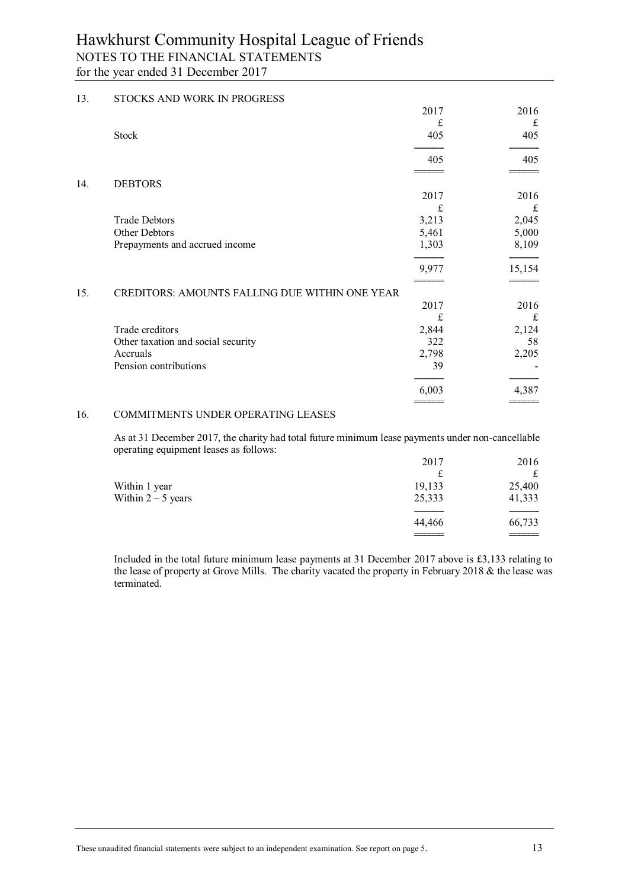Hawkhurst Community Hospital League of Friends
NOTES TO THE FINANCIAL STATEMENTS
for the year ended 31 December 2017

## 13. STOCKS AND WORK IN PROGRESS

| | 2017 | 2016 |
|---|---|---|
| | £ | £ |
| Stock | 405 | 405 |
| | 405 | 405 |

## 14. DEBTORS

| | 2017 | 2016 |
|---|---|---|
| | £ | £ |
| Trade Debtors | 3,213 | 2,045 |
| Other Debtors | 5,461 | 5,000 |
| Prepayments and accrued income | 1,303 | 8,109 |
| | 9,977 | 15,154 |

## 15. CREDITORS: AMOUNTS FALLING DUE WITHIN ONE YEAR

| | 2017 | 2016 |
|---|---|---|
| | £ | £ |
| Trade creditors | 2,844 | 2,124 |
| Other taxation and social security | 322 | 58 |
| Accruals | 2,798 | 2,205 |
| Pension contributions | 39 | - |
| | 6,003 | 4,387 |

## 16. COMMITMENTS UNDER OPERATING LEASES

As at 31 December 2017, the charity had total future minimum lease payments under non-cancellable operating equipment leases as follows:

| | 2017 | 2016 |
|---|---|---|
| | £ | £ |
| Within 1 year | 19,133 | 25,400 |
| Within 2 – 5 years | 25,333 | 41,333 |
| | 44,466 | 66,733 |

Included in the total future minimum lease payments at 31 December 2017 above is £3,133 relating to the lease of property at Grove Mills. The charity vacated the property in February 2018 & the lease was terminated.

These unaudited financial statements were subject to an independent examination. See report on page 5.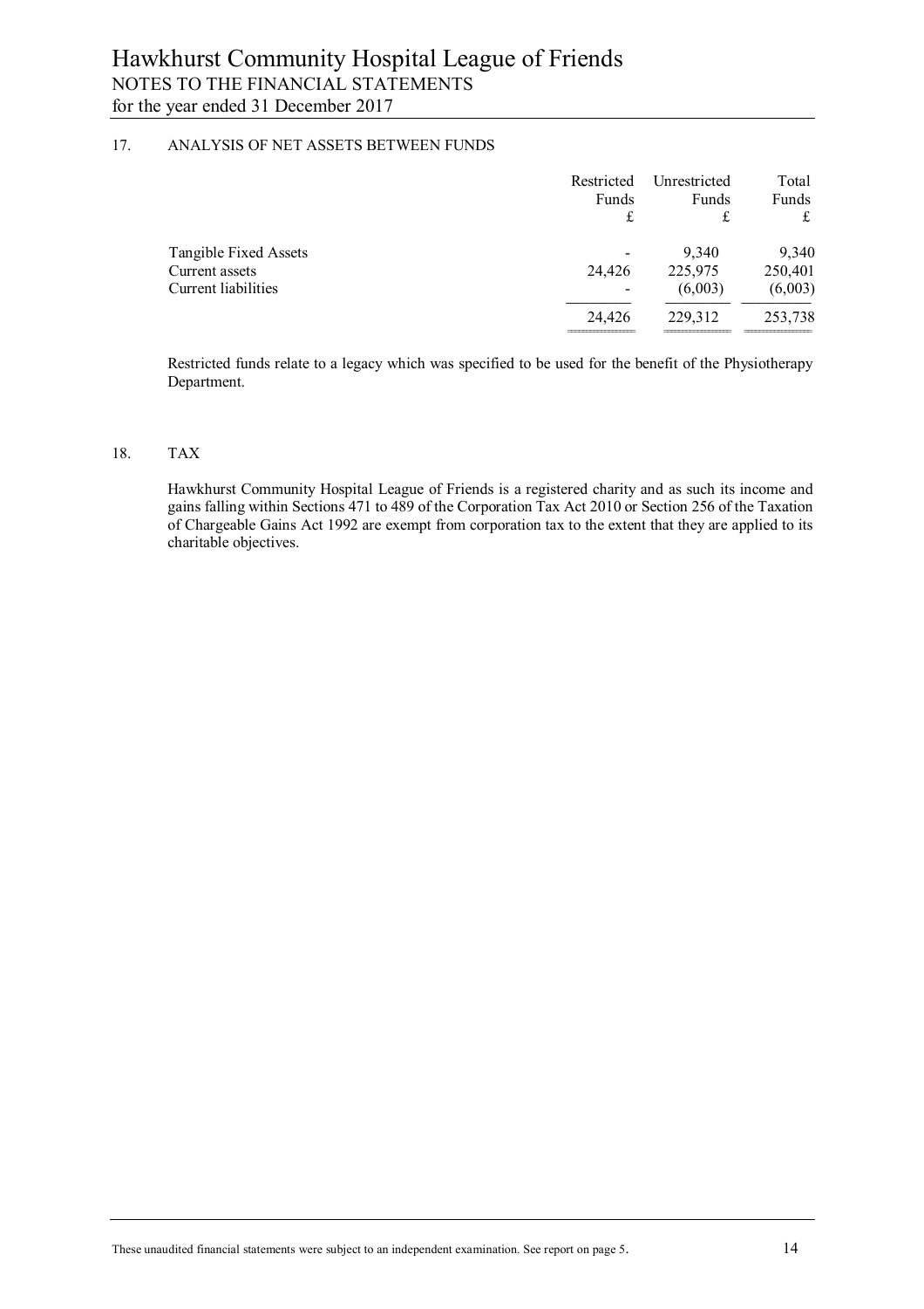## 17. ANALYSIS OF NET ASSETS BETWEEN FUNDS

| | Restricted Funds £ | Unrestricted Funds £ | Total Funds £ |
|---|---|---|---|
| Tangible Fixed Assets | - | 9,340 | 9,340 |
| Current assets | 24,426 | 225,975 | 250,401 |
| Current liabilities | - | (6,003) | (6,003) |
| | 24,426 | 229,312 | 253,738 |

Restricted funds relate to a legacy which was specified to be used for the benefit of the Physiotherapy Department.

## 18. TAX

Hawkhurst Community Hospital League of Friends is a registered charity and as such its income and gains falling within Sections 471 to 489 of the Corporation Tax Act 2010 or Section 256 of the Taxation of Chargeable Gains Act 1992 are exempt from corporation tax to the extent that they are applied to its charitable objectives.